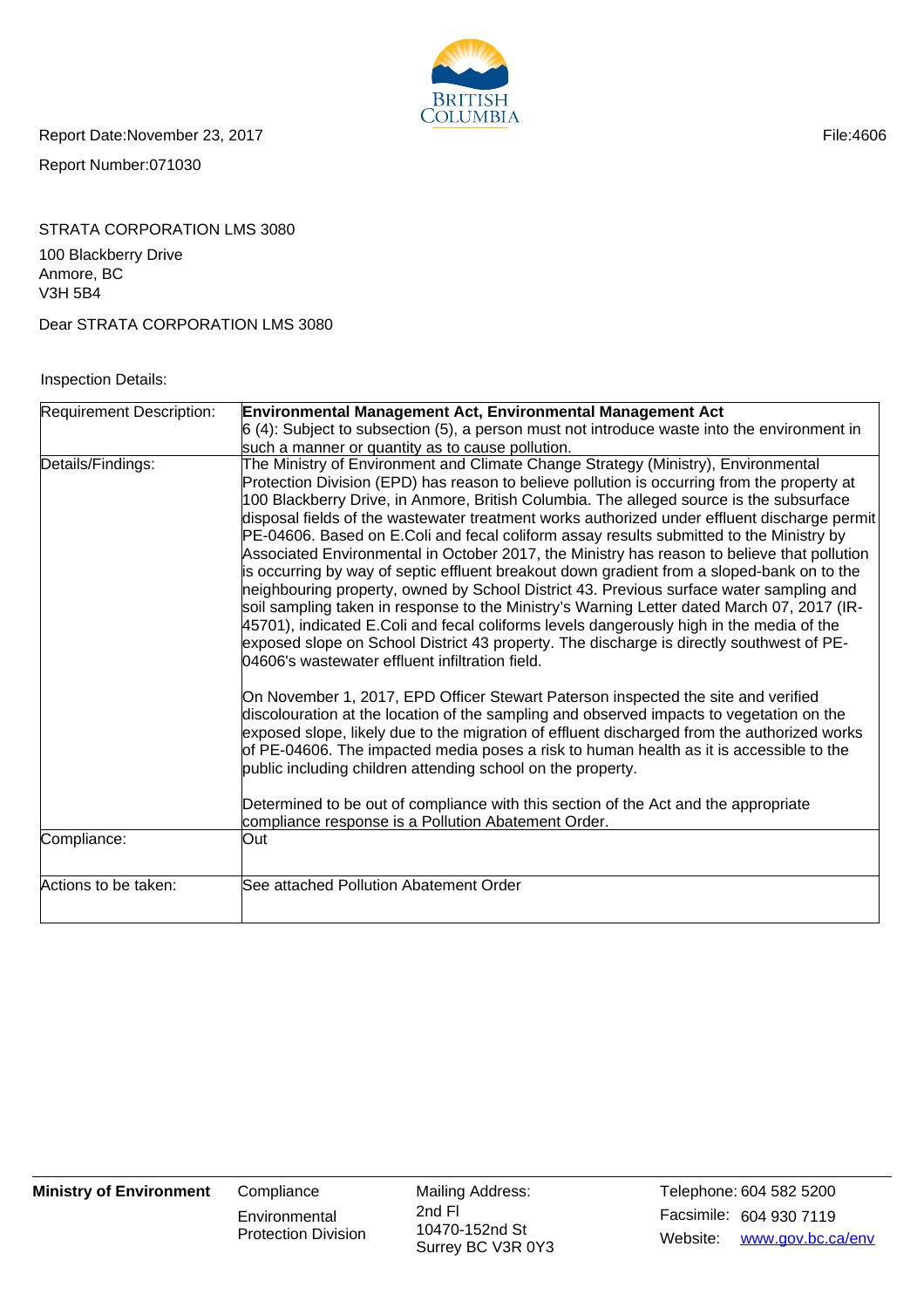Report Date:November 23, 2017

File:4606

Report Number:071030

STRATA CORPORATION LMS 3080

100 Blackberry Drive
Anmore, BC
V3H 5B4

Dear STRATA CORPORATION LMS 3080

Inspection Details:

| Requirement Description: | **Environmental Management Act, Environmental Management Act**<br>6 (4): Subject to subsection (5), a person must not introduce waste into the environment in such a manner or quantity as to cause pollution. |
|---|---|
| Details/Findings: | The Ministry of Environment and Climate Change Strategy (Ministry), Environmental Protection Division (EPD) has reason to believe pollution is occurring from the property at 100 Blackberry Drive, in Anmore, British Columbia. The alleged source is the subsurface disposal fields of the wastewater treatment works authorized under effluent discharge permit PE-04606. Based on E.Coli and fecal coliform assay results submitted to the Ministry by Associated Environmental in October 2017, the Ministry has reason to believe that pollution is occurring by way of septic effluent breakout down gradient from a sloped-bank on to the neighbouring property, owned by School District 43. Previous surface water sampling and soil sampling taken in response to the Ministry's Warning Letter dated March 07, 2017 (IR-45701), indicated E.Coli and fecal coliforms levels dangerously high in the media of the exposed slope on School District 43 property. The discharge is directly southwest of PE-04606's wastewater effluent infiltration field.<br><br>On November 1, 2017, EPD Officer Stewart Paterson inspected the site and verified discolouration at the location of the sampling and observed impacts to vegetation on the exposed slope, likely due to the migration of effluent discharged from the authorized works of PE-04606. The impacted media poses a risk to human health as it is accessible to the public including children attending school on the property.<br><br>Determined to be out of compliance with this section of the Act and the appropriate compliance response is a Pollution Abatement Order. |
| Compliance: | Out |
| Actions to be taken: | See attached Pollution Abatement Order |

**Ministry of Environment** Compliance
Environmental Protection Division

Mailing Address:
2nd Fl
10470-152nd St
Surrey BC V3R 0Y3

Telephone: 604 582 5200
Facsimile: 604 930 7119
Website: www.gov.bc.ca/env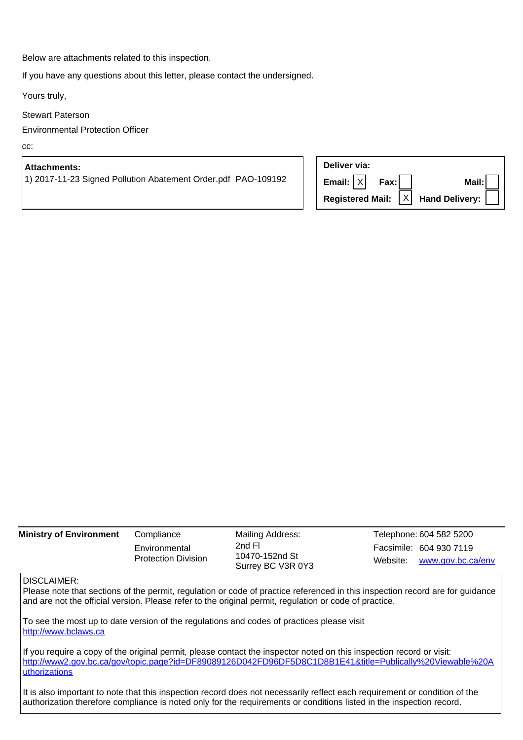Below are attachments related to this inspection.

If you have any questions about this letter, please contact the undersigned.

Yours truly,

Stewart Paterson

Environmental Protection Officer

cc:

| **Attachments:** | **Deliver via:** |
| --- | --- |
| 1) 2017-11-23 Signed Pollution Abatement Order.pdf PAO-109192 | **Email:** X **Fax:** ☐ **Mail:** ☐ |
| | **Registered Mail:** X **Hand Delivery:** ☐ |

| **Ministry of Environment** | Compliance | Mailing Address: | Telephone: 604 582 5200 |
| --- | --- | --- | --- |
| | Environmental Protection Division | 2nd Fl<br>10470-152nd St<br>Surrey BC V3R 0Y3 | Facsimile: 604 930 7119<br>Website: [www.gov.bc.ca/env](http://www.gov.bc.ca/env) |

DISCLAIMER:
Please note that sections of the permit, regulation or code of practice referenced in this inspection record are for guidance and are not the official version. Please refer to the original permit, regulation or code of practice.

To see the most up to date version of the regulations and codes of practices please visit
http://www.bclaws.ca

If you require a copy of the original permit, please contact the inspector noted on this inspection record or visit:
http://www2.gov.bc.ca/gov/topic.page?id=DF89089126D042FD96DF5D8C1D8B1E41&title=Publically%20Viewable%20Authorizations

It is also important to note that this inspection record does not necessarily reflect each requirement or condition of the authorization therefore compliance is noted only for the requirements or conditions listed in the inspection record.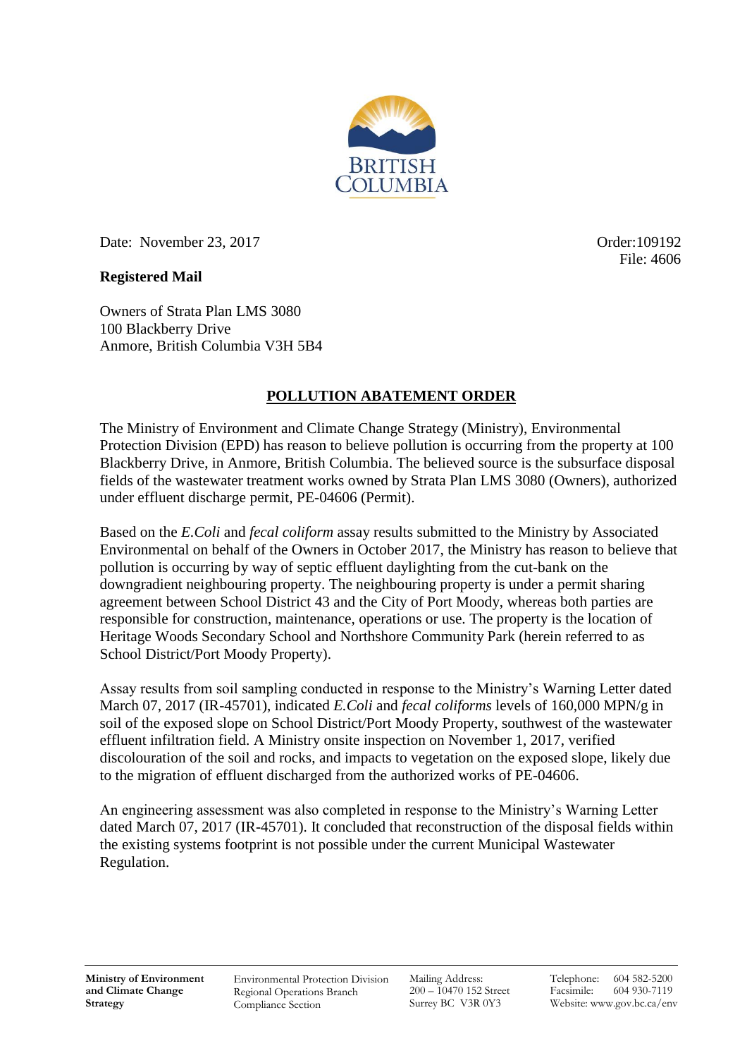Date: November 23, 2017

Order:109192
File: 4606

**Registered Mail**

Owners of Strata Plan LMS 3080
100 Blackberry Drive
Anmore, British Columbia V3H 5B4

## POLLUTION ABATEMENT ORDER

The Ministry of Environment and Climate Change Strategy (Ministry), Environmental Protection Division (EPD) has reason to believe pollution is occurring from the property at 100 Blackberry Drive, in Anmore, British Columbia. The believed source is the subsurface disposal fields of the wastewater treatment works owned by Strata Plan LMS 3080 (Owners), authorized under effluent discharge permit, PE-04606 (Permit).

Based on the *E.Coli* and *fecal coliform* assay results submitted to the Ministry by Associated Environmental on behalf of the Owners in October 2017, the Ministry has reason to believe that pollution is occurring by way of septic effluent daylighting from the cut-bank on the downgradient neighbouring property. The neighbouring property is under a permit sharing agreement between School District 43 and the City of Port Moody, whereas both parties are responsible for construction, maintenance, operations or use. The property is the location of Heritage Woods Secondary School and Northshore Community Park (herein referred to as School District/Port Moody Property).

Assay results from soil sampling conducted in response to the Ministry's Warning Letter dated March 07, 2017 (IR-45701), indicated *E.Coli* and *fecal coliforms* levels of 160,000 MPN/g in soil of the exposed slope on School District/Port Moody Property, southwest of the wastewater effluent infiltration field. A Ministry onsite inspection on November 1, 2017, verified discolouration of the soil and rocks, and impacts to vegetation on the exposed slope, likely due to the migration of effluent discharged from the authorized works of PE-04606.

An engineering assessment was also completed in response to the Ministry's Warning Letter dated March 07, 2017 (IR-45701). It concluded that reconstruction of the disposal fields within the existing systems footprint is not possible under the current Municipal Wastewater Regulation.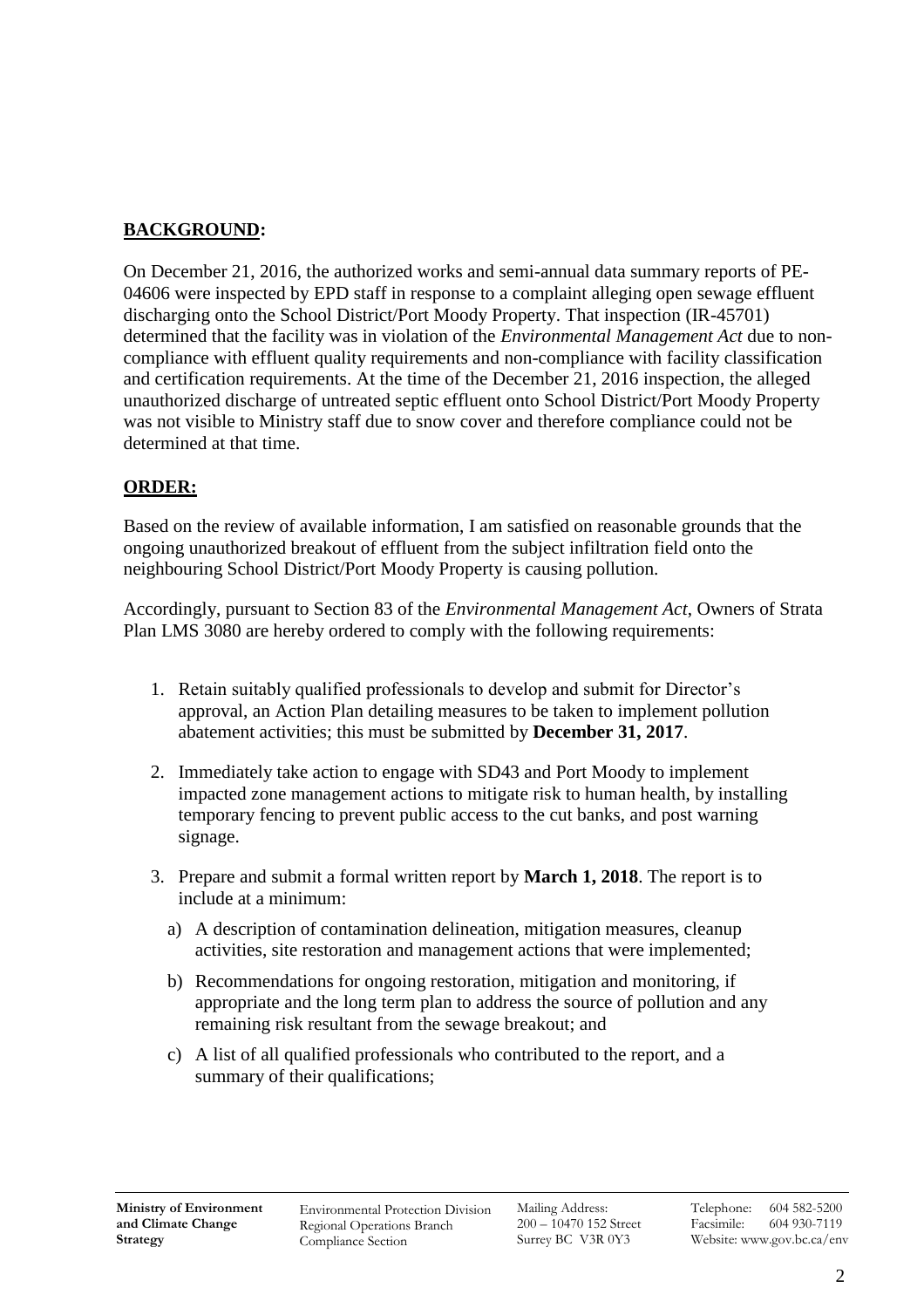**BACKGROUND:**

On December 21, 2016, the authorized works and semi-annual data summary reports of PE-04606 were inspected by EPD staff in response to a complaint alleging open sewage effluent discharging onto the School District/Port Moody Property. That inspection (IR-45701) determined that the facility was in violation of the *Environmental Management Act* due to non-compliance with effluent quality requirements and non-compliance with facility classification and certification requirements. At the time of the December 21, 2016 inspection, the alleged unauthorized discharge of untreated septic effluent onto School District/Port Moody Property was not visible to Ministry staff due to snow cover and therefore compliance could not be determined at that time.

**ORDER:**

Based on the review of available information, I am satisfied on reasonable grounds that the ongoing unauthorized breakout of effluent from the subject infiltration field onto the neighbouring School District/Port Moody Property is causing pollution.

Accordingly, pursuant to Section 83 of the *Environmental Management Act*, Owners of Strata Plan LMS 3080 are hereby ordered to comply with the following requirements:

1. Retain suitably qualified professionals to develop and submit for Director's approval, an Action Plan detailing measures to be taken to implement pollution abatement activities; this must be submitted by **December 31, 2017**.

2. Immediately take action to engage with SD43 and Port Moody to implement impacted zone management actions to mitigate risk to human health, by installing temporary fencing to prevent public access to the cut banks, and post warning signage.

3. Prepare and submit a formal written report by **March 1, 2018**. The report is to include at a minimum:

   a) A description of contamination delineation, mitigation measures, cleanup activities, site restoration and management actions that were implemented;

   b) Recommendations for ongoing restoration, mitigation and monitoring, if appropriate and the long term plan to address the source of pollution and any remaining risk resultant from the sewage breakout; and

   c) A list of all qualified professionals who contributed to the report, and a summary of their qualifications;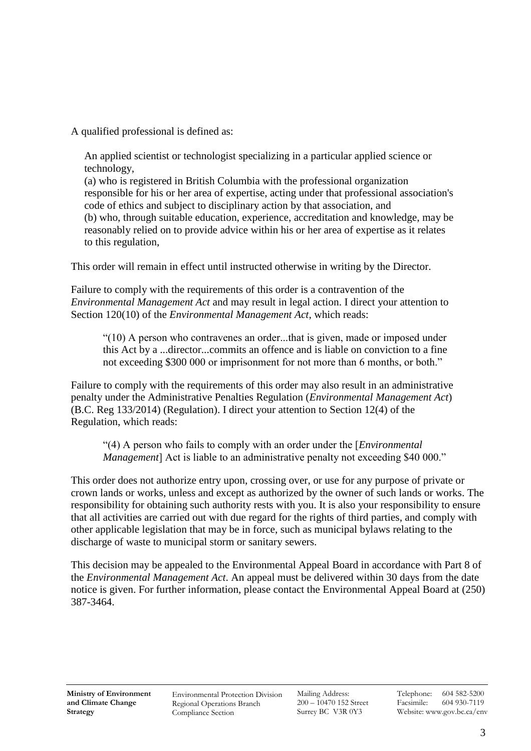A qualified professional is defined as:

> An applied scientist or technologist specializing in a particular applied science or technology,
> (a) who is registered in British Columbia with the professional organization responsible for his or her area of expertise, acting under that professional association's code of ethics and subject to disciplinary action by that association, and
> (b) who, through suitable education, experience, accreditation and knowledge, may be reasonably relied on to provide advice within his or her area of expertise as it relates to this regulation,

This order will remain in effect until instructed otherwise in writing by the Director.

Failure to comply with the requirements of this order is a contravention of the *Environmental Management Act* and may result in legal action. I direct your attention to Section 120(10) of the *Environmental Management Act*, which reads:

> "(10) A person who contravenes an order...that is given, made or imposed under this Act by a ...director...commits an offence and is liable on conviction to a fine not exceeding $300 000 or imprisonment for not more than 6 months, or both."

Failure to comply with the requirements of this order may also result in an administrative penalty under the Administrative Penalties Regulation (*Environmental Management Act*) (B.C. Reg 133/2014) (Regulation). I direct your attention to Section 12(4) of the Regulation, which reads:

> "(4) A person who fails to comply with an order under the [*Environmental Management*] Act is liable to an administrative penalty not exceeding $40 000."

This order does not authorize entry upon, crossing over, or use for any purpose of private or crown lands or works, unless and except as authorized by the owner of such lands or works. The responsibility for obtaining such authority rests with you. It is also your responsibility to ensure that all activities are carried out with due regard for the rights of third parties, and comply with other applicable legislation that may be in force, such as municipal bylaws relating to the discharge of waste to municipal storm or sanitary sewers.

This decision may be appealed to the Environmental Appeal Board in accordance with Part 8 of the *Environmental Management Act*. An appeal must be delivered within 30 days from the date notice is given. For further information, please contact the Environmental Appeal Board at (250) 387-3464.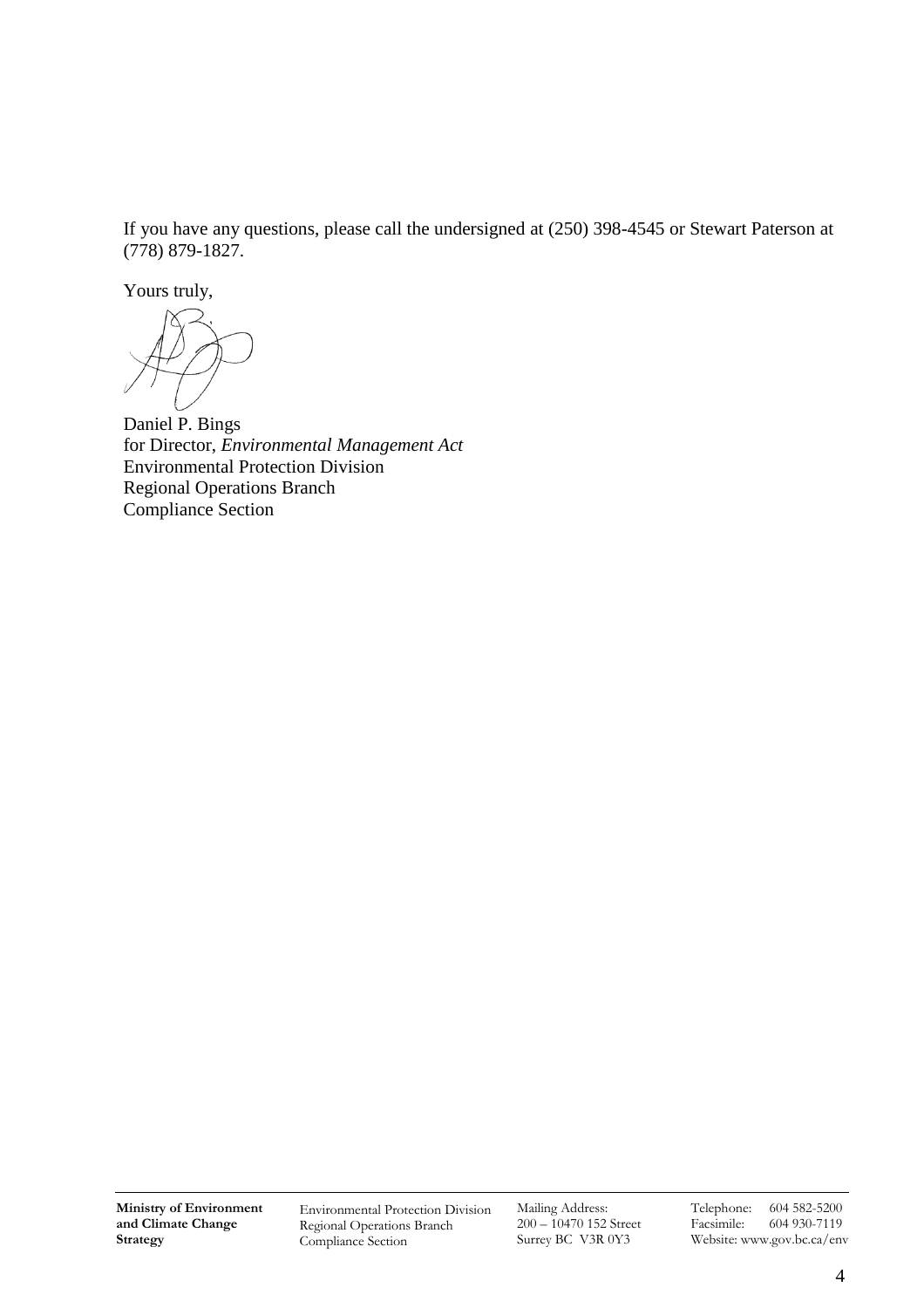If you have any questions, please call the undersigned at (250) 398-4545 or Stewart Paterson at (778) 879-1827.

Yours truly,

Daniel P. Bings
for Director, *Environmental Management Act*
Environmental Protection Division
Regional Operations Branch
Compliance Section